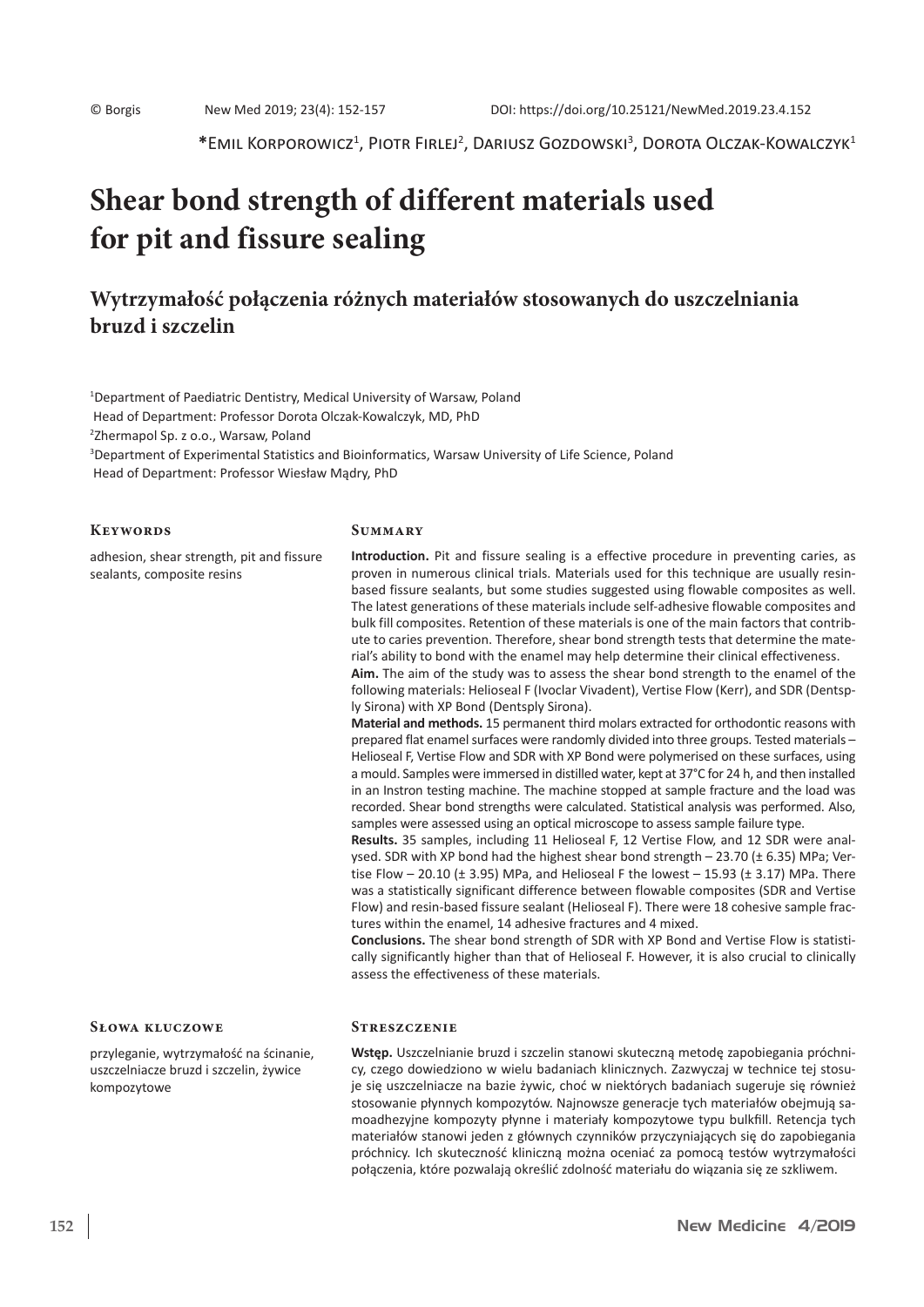© Borgis New Med 2019; 23(4): 152-157 DOI: https://doi.org/10.25121/NewMed.2019.23.4.152

*Emil Korporowicz[1], Piotr Firlej[2], Dariusz Gozdowski[3], Dorota Olczak-Kowalczyk[1]

# Shear bond strength of different materials used for pit and fissure sealing

## Wytrzymałość połączenia różnych materiałów stosowanych do uszczelniania bruzd i szczelin

[1]Department of Paediatric Dentistry, Medical University of Warsaw, Poland
Head of Department: Professor Dorota Olczak-Kowalczyk, MD, PhD
[2]Zhermapol Sp. z o.o., Warsaw, Poland
[3]Department of Experimental Statistics and Bioinformatics, Warsaw University of Life Science, Poland
Head of Department: Professor Wiesław Mądry, PhD

### Keywords

adhesion, shear strength, pit and fissure sealants, composite resins

### Summary

**Introduction.** Pit and fissure sealing is a effective procedure in preventing caries, as proven in numerous clinical trials. Materials used for this technique are usually resin-based fissure sealants, but some studies suggested using flowable composites as well. The latest generations of these materials include self-adhesive flowable composites and bulk fill composites. Retention of these materials is one of the main factors that contribute to caries prevention. Therefore, shear bond strength tests that determine the material's ability to bond with the enamel may help determine their clinical effectiveness.

**Aim.** The aim of the study was to assess the shear bond strength to the enamel of the following materials: Helioseal F (Ivoclar Vivadent), Vertise Flow (Kerr), and SDR (Dentsply Sirona) with XP Bond (Dentsply Sirona).

**Material and methods.** 15 permanent third molars extracted for orthodontic reasons with prepared flat enamel surfaces were randomly divided into three groups. Tested materials – Helioseal F, Vertise Flow and SDR with XP Bond were polymerised on these surfaces, using a mould. Samples were immersed in distilled water, kept at 37°C for 24 h, and then installed in an Instron testing machine. The machine stopped at sample fracture and the load was recorded. Shear bond strengths were calculated. Statistical analysis was performed. Also, samples were assessed using an optical microscope to assess sample failure type.

**Results.** 35 samples, including 11 Helioseal F, 12 Vertise Flow, and 12 SDR were analysed. SDR with XP bond had the highest shear bond strength – 23.70 (± 6.35) MPa; Vertise Flow – 20.10 (± 3.95) MPa, and Helioseal F the lowest – 15.93 (± 3.17) MPa. There was a statistically significant difference between flowable composites (SDR and Vertise Flow) and resin-based fissure sealant (Helioseal F). There were 18 cohesive sample fractures within the enamel, 14 adhesive fractures and 4 mixed.

**Conclusions.** The shear bond strength of SDR with XP Bond and Vertise Flow is statistically significantly higher than that of Helioseal F. However, it is also crucial to clinically assess the effectiveness of these materials.

### Słowa kluczowe

przyleganie, wytrzymałość na ścinanie, uszczelniacze bruzd i szczelin, żywice kompozytowe

### Streszczenie

**Wstęp.** Uszczelnianie bruzd i szczelin stanowi skuteczną metodę zapobiegania próchnicy, czego dowiedziono w wielu badaniach klinicznych. Zazwyczaj w technice tej stosuje się uszczelniacze na bazie żywic, choć w niektórych badaniach sugeruje się również stosowanie płynnych kompozytów. Najnowsze generacje tych materiałów obejmują samoadhezyjne kompozyty płynne i materiały kompozytowe typu bulkfill. Retencja tych materiałów stanowi jeden z głównych czynników przyczyniających się do zapobiegania próchnicy. Ich skuteczność kliniczną można oceniać za pomocą testów wytrzymałości połączenia, które pozwalają określić zdolność materiału do wiązania się ze szkliwem.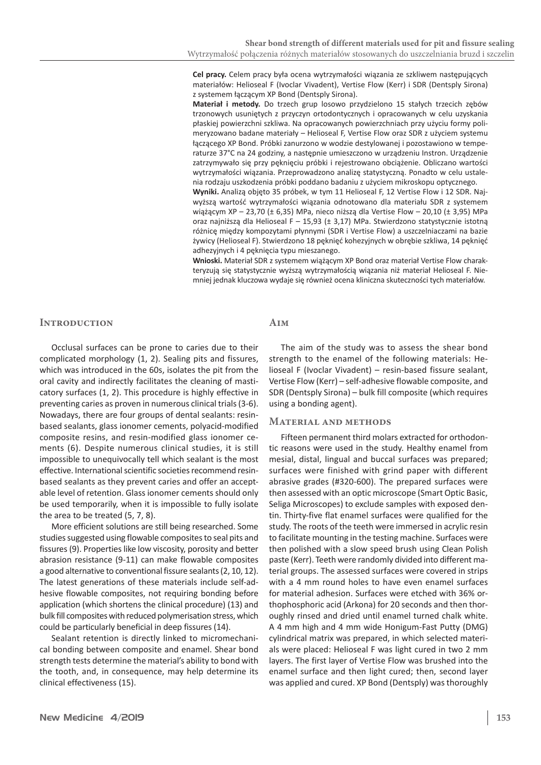**Cel pracy.** Celem pracy była ocena wytrzymałości wiązania ze szkliwem następujących materiałów: Helioseal F (Ivoclar Vivadent), Vertise Flow (Kerr) i SDR (Dentsply Sirona) z systemem łączącym XP Bond (Dentsply Sirona).

**Materiał i metody.** Do trzech grup losowo przydzielono 15 stałych trzecich zębów trzonowych usuniętych z przyczyn ortodontycznych i opracowanych w celu uzyskania płaskiej powierzchni szkliwa. Na opracowanych powierzchniach przy użyciu formy polimeryzowano badane materiały – Helioseal F, Vertise Flow oraz SDR z użyciem systemu łączącego XP Bond. Próbki zanurzono w wodzie destylowanej i pozostawiono w temperaturze 37°C na 24 godziny, a następnie umieszczono w urządzeniu Instron. Urządzenie zatrzymywało się przy pęknięciu próbki i rejestrowano obciążenie. Obliczano wartości wytrzymałości wiązania. Przeprowadzono analizę statystyczną. Ponadto w celu ustalenia rodzaju uszkodzenia próbki poddano badaniu z użyciem mikroskopu optycznego.

**Wyniki.** Analizą objęto 35 próbek, w tym 11 Helioseal F, 12 Vertise Flow i 12 SDR. Najwyższą wartość wytrzymałości wiązania odnotowano dla materiału SDR z systemem wiążącym XP – 23,70 (± 6,35) MPa, nieco niższą dla Vertise Flow – 20,10 (± 3,95) MPa oraz najniższą dla Helioseal F – 15,93 (± 3,17) MPa. Stwierdzono statystycznie istotną różnicę między kompozytami płynnymi (SDR i Vertise Flow) a uszczelniaczami na bazie żywicy (Helioseal F). Stwierdzono 18 pęknięć kohezyjnych w obrębie szkliwa, 14 pęknięć adhezyjnych i 4 pęknięcia typu mieszanego.

**Wnioski.** Materiał SDR z systemem wiążącym XP Bond oraz materiał Vertise Flow charakteryzują się statystycznie wyższą wytrzymałością wiązania niż materiał Helioseal F. Niemniej jednak kluczowa wydaje się również ocena kliniczna skuteczności tych materiałów.

## Introduction

Occlusal surfaces can be prone to caries due to their complicated morphology (1, 2). Sealing pits and fissures, which was introduced in the 60s, isolates the pit from the oral cavity and indirectly facilitates the cleaning of masticatory surfaces (1, 2). This procedure is highly effective in preventing caries as proven in numerous clinical trials (3-6). Nowadays, there are four groups of dental sealants: resin-based sealants, glass ionomer cements, polyacid-modified composite resins, and resin-modified glass ionomer cements (6). Despite numerous clinical studies, it is still impossible to unequivocally tell which sealant is the most effective. International scientific societies recommend resin-based sealants as they prevent caries and offer an acceptable level of retention. Glass ionomer cements should only be used temporarily, when it is impossible to fully isolate the area to be treated (5, 7, 8).

More efficient solutions are still being researched. Some studies suggested using flowable composites to seal pits and fissures (9). Properties like low viscosity, porosity and better abrasion resistance (9-11) can make flowable composites a good alternative to conventional fissure sealants (2, 10, 12). The latest generations of these materials include self-adhesive flowable composites, not requiring bonding before application (which shortens the clinical procedure) (13) and bulk fill composites with reduced polymerisation stress, which could be particularly beneficial in deep fissures (14).

Sealant retention is directly linked to micromechanical bonding between composite and enamel. Shear bond strength tests determine the material's ability to bond with the tooth, and, in consequence, may help determine its clinical effectiveness (15).

## Aim

The aim of the study was to assess the shear bond strength to the enamel of the following materials: Helioseal F (Ivoclar Vivadent) – resin-based fissure sealant, Vertise Flow (Kerr) – self-adhesive flowable composite, and SDR (Dentsply Sirona) – bulk fill composite (which requires using a bonding agent).

## Material and methods

Fifteen permanent third molars extracted for orthodontic reasons were used in the study. Healthy enamel from mesial, distal, lingual and buccal surfaces was prepared; surfaces were finished with grind paper with different abrasive grades (#320-600). The prepared surfaces were then assessed with an optic microscope (Smart Optic Basic, Seliga Microscopes) to exclude samples with exposed dentin. Thirty-five flat enamel surfaces were qualified for the study. The roots of the teeth were immersed in acrylic resin to facilitate mounting in the testing machine. Surfaces were then polished with a slow speed brush using Clean Polish paste (Kerr). Teeth were randomly divided into different material groups. The assessed surfaces were covered in strips with a 4 mm round holes to have even enamel surfaces for material adhesion. Surfaces were etched with 36% orthophosphoric acid (Arkona) for 20 seconds and then thoroughly rinsed and dried until enamel turned chalk white. A 4 mm high and 4 mm wide Honigum-Fast Putty (DMG) cylindrical matrix was prepared, in which selected materials were placed: Helioseal F was light cured in two 2 mm layers. The first layer of Vertise Flow was brushed into the enamel surface and then light cured; then, second layer was applied and cured. XP Bond (Dentsply) was thoroughly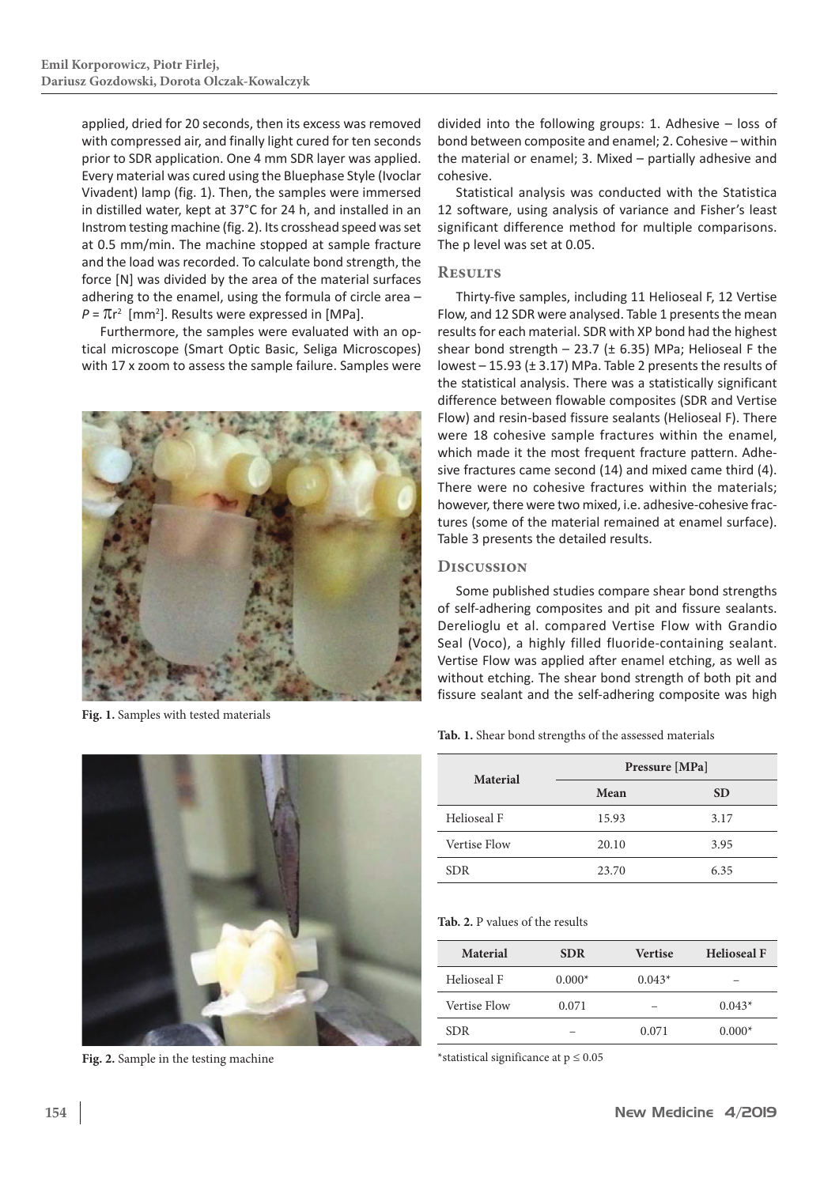applied, dried for 20 seconds, then its excess was removed with compressed air, and finally light cured for ten seconds prior to SDR application. One 4 mm SDR layer was applied. Every material was cured using the Bluephase Style (Ivoclar Vivadent) lamp (fig. 1). Then, the samples were immersed in distilled water, kept at 37°C for 24 h, and installed in an Instrom testing machine (fig. 2). Its crosshead speed was set at 0.5 mm/min. The machine stopped at sample fracture and the load was recorded. To calculate bond strength, the force [N] was divided by the area of the material surfaces adhering to the enamel, using the formula of circle area – $P = \pi r^2$ [mm$^2$]. Results were expressed in [MPa].

Furthermore, the samples were evaluated with an optical microscope (Smart Optic Basic, Seliga Microscopes) with 17 x zoom to assess the sample failure. Samples were divided into the following groups: 1. Adhesive – loss of bond between composite and enamel; 2. Cohesive – within the material or enamel; 3. Mixed – partially adhesive and cohesive.

**Fig. 1.** Samples with tested materials

**Fig. 2.** Sample in the testing machine

Statistical analysis was conducted with the Statistica 12 software, using analysis of variance and Fisher's least significant difference method for multiple comparisons. The p level was set at 0.05.

## Results

Thirty-five samples, including 11 Helioseal F, 12 Vertise Flow, and 12 SDR were analysed. Table 1 presents the mean results for each material. SDR with XP bond had the highest shear bond strength – 23.7 (± 6.35) MPa; Helioseal F the lowest – 15.93 (± 3.17) MPa. Table 2 presents the results of the statistical analysis. There was a statistically significant difference between flowable composites (SDR and Vertise Flow) and resin-based fissure sealants (Helioseal F). There were 18 cohesive sample fractures within the enamel, which made it the most frequent fracture pattern. Adhesive fractures came second (14) and mixed came third (4). There were no cohesive fractures within the materials; however, there were two mixed, i.e. adhesive-cohesive fractures (some of the material remained at enamel surface). Table 3 presents the detailed results.

## Discussion

Some published studies compare shear bond strengths of self-adhering composites and pit and fissure sealants. Derelioglu et al. compared Vertise Flow with Grandio Seal (Voco), a highly filled fluoride-containing sealant. Vertise Flow was applied after enamel etching, as well as without etching. The shear bond strength of both pit and fissure sealant and the self-adhering composite was high

**Tab. 1.** Shear bond strengths of the assessed materials

| Material | Pressure [MPa] | |
|---|---|---|
| | Mean | SD |
| Helioseal F | 15.93 | 3.17 |
| Vertise Flow | 20.10 | 3.95 |
| SDR | 23.70 | 6.35 |

**Tab. 2.** P values of the results

| Material | SDR | Vertise | Helioseal F |
|---|---|---|---|
| Helioseal F | 0.000* | 0.043* | – |
| Vertise Flow | 0.071 | – | 0.043* |
| SDR | – | 0.071 | 0.000* |

*statistical significance at $p \leq 0.05$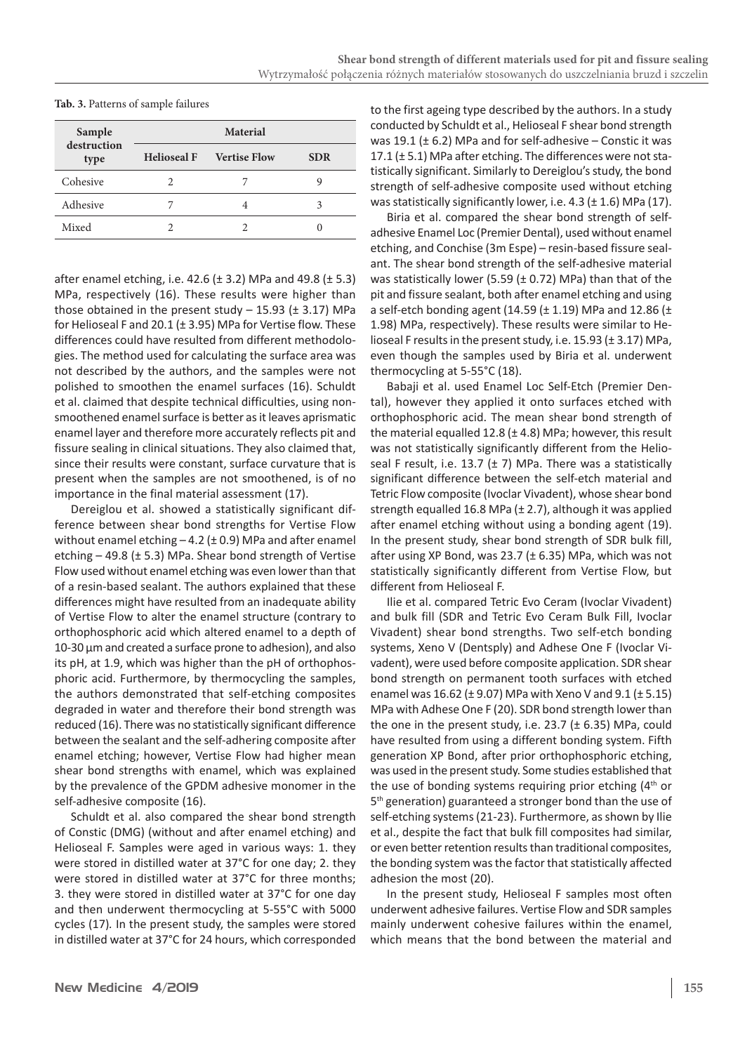**Tab. 3.** Patterns of sample failures

| Sample destruction type | Material | | |
|---|---|---|---|
| | Helioseal F | Vertise Flow | SDR |
| Cohesive | 2 | 7 | 9 |
| Adhesive | 7 | 4 | 3 |
| Mixed | 2 | 2 | 0 |

after enamel etching, i.e. 42.6 (± 3.2) MPa and 49.8 (± 5.3) MPa, respectively (16). These results were higher than those obtained in the present study – 15.93 (± 3.17) MPa for Helioseal F and 20.1 (± 3.95) MPa for Vertise flow. These differences could have resulted from different methodologies. The method used for calculating the surface area was not described by the authors, and the samples were not polished to smoothen the enamel surfaces (16). Schuldt et al. claimed that despite technical difficulties, using non-smoothened enamel surface is better as it leaves aprismatic enamel layer and therefore more accurately reflects pit and fissure sealing in clinical situations. They also claimed that, since their results were constant, surface curvature that is present when the samples are not smoothened, is of no importance in the final material assessment (17).

Dereiglou et al. showed a statistically significant difference between shear bond strengths for Vertise Flow without enamel etching – 4.2 (± 0.9) MPa and after enamel etching – 49.8 (± 5.3) MPa. Shear bond strength of Vertise Flow used without enamel etching was even lower than that of a resin-based sealant. The authors explained that these differences might have resulted from an inadequate ability of Vertise Flow to alter the enamel structure (contrary to orthophosphoric acid which altered enamel to a depth of 10-30 µm and created a surface prone to adhesion), and also its pH, at 1.9, which was higher than the pH of orthophosphoric acid. Furthermore, by thermocycling the samples, the authors demonstrated that self-etching composites degraded in water and therefore their bond strength was reduced (16). There was no statistically significant difference between the sealant and the self-adhering composite after enamel etching; however, Vertise Flow had higher mean shear bond strengths with enamel, which was explained by the prevalence of the GPDM adhesive monomer in the self-adhesive composite (16).

Schuldt et al. also compared the shear bond strength of Constic (DMG) (without and after enamel etching) and Helioseal F. Samples were aged in various ways: 1. they were stored in distilled water at 37°C for one day; 2. they were stored in distilled water at 37°C for three months; 3. they were stored in distilled water at 37°C for one day and then underwent thermocycling at 5-55°C with 5000 cycles (17). In the present study, the samples were stored in distilled water at 37°C for 24 hours, which corresponded to the first ageing type described by the authors. In a study conducted by Schuldt et al., Helioseal F shear bond strength was 19.1 (± 6.2) MPa and for self-adhesive – Constic it was 17.1 (± 5.1) MPa after etching. The differences were not statistically significant. Similarly to Dereiglou's study, the bond strength of self-adhesive composite used without etching was statistically significantly lower, i.e. 4.3 (± 1.6) MPa (17).

Biria et al. compared the shear bond strength of self-adhesive Enamel Loc (Premier Dental), used without enamel etching, and Conchise (3m Espe) – resin-based fissure sealant. The shear bond strength of the self-adhesive material was statistically lower (5.59 (± 0.72) MPa) than that of the pit and fissure sealant, both after enamel etching and using a self-etch bonding agent (14.59 (± 1.19) MPa and 12.86 (± 1.98) MPa, respectively). These results were similar to Helioseal F results in the present study, i.e. 15.93 (± 3.17) MPa, even though the samples used by Biria et al. underwent thermocycling at 5-55°C (18).

Babaji et al. used Enamel Loc Self-Etch (Premier Dental), however they applied it onto surfaces etched with orthophosphoric acid. The mean shear bond strength of the material equalled 12.8 (± 4.8) MPa; however, this result was not statistically significantly different from the Helioseal F result, i.e. 13.7 (± 7) MPa. There was a statistically significant difference between the self-etch material and Tetric Flow composite (Ivoclar Vivadent), whose shear bond strength equalled 16.8 MPa (± 2.7), although it was applied after enamel etching without using a bonding agent (19). In the present study, shear bond strength of SDR bulk fill, after using XP Bond, was 23.7 (± 6.35) MPa, which was not statistically significantly different from Vertise Flow, but different from Helioseal F.

Ilie et al. compared Tetric Evo Ceram (Ivoclar Vivadent) and bulk fill (SDR and Tetric Evo Ceram Bulk Fill, Ivoclar Vivadent) shear bond strengths. Two self-etch bonding systems, Xeno V (Dentsply) and Adhese One F (Ivoclar Vivadent), were used before composite application. SDR shear bond strength on permanent tooth surfaces with etched enamel was 16.62 (± 9.07) MPa with Xeno V and 9.1 (± 5.15) MPa with Adhese One F (20). SDR bond strength lower than the one in the present study, i.e. 23.7 (± 6.35) MPa, could have resulted from using a different bonding system. Fifth generation XP Bond, after prior orthophosphoric etching, was used in the present study. Some studies established that the use of bonding systems requiring prior etching (4th or 5th generation) guaranteed a stronger bond than the use of self-etching systems (21-23). Furthermore, as shown by Ilie et al., despite the fact that bulk fill composites had similar, or even better retention results than traditional composites, the bonding system was the factor that statistically affected adhesion the most (20).

In the present study, Helioseal F samples most often underwent adhesive failures. Vertise Flow and SDR samples mainly underwent cohesive failures within the enamel, which means that the bond between the material and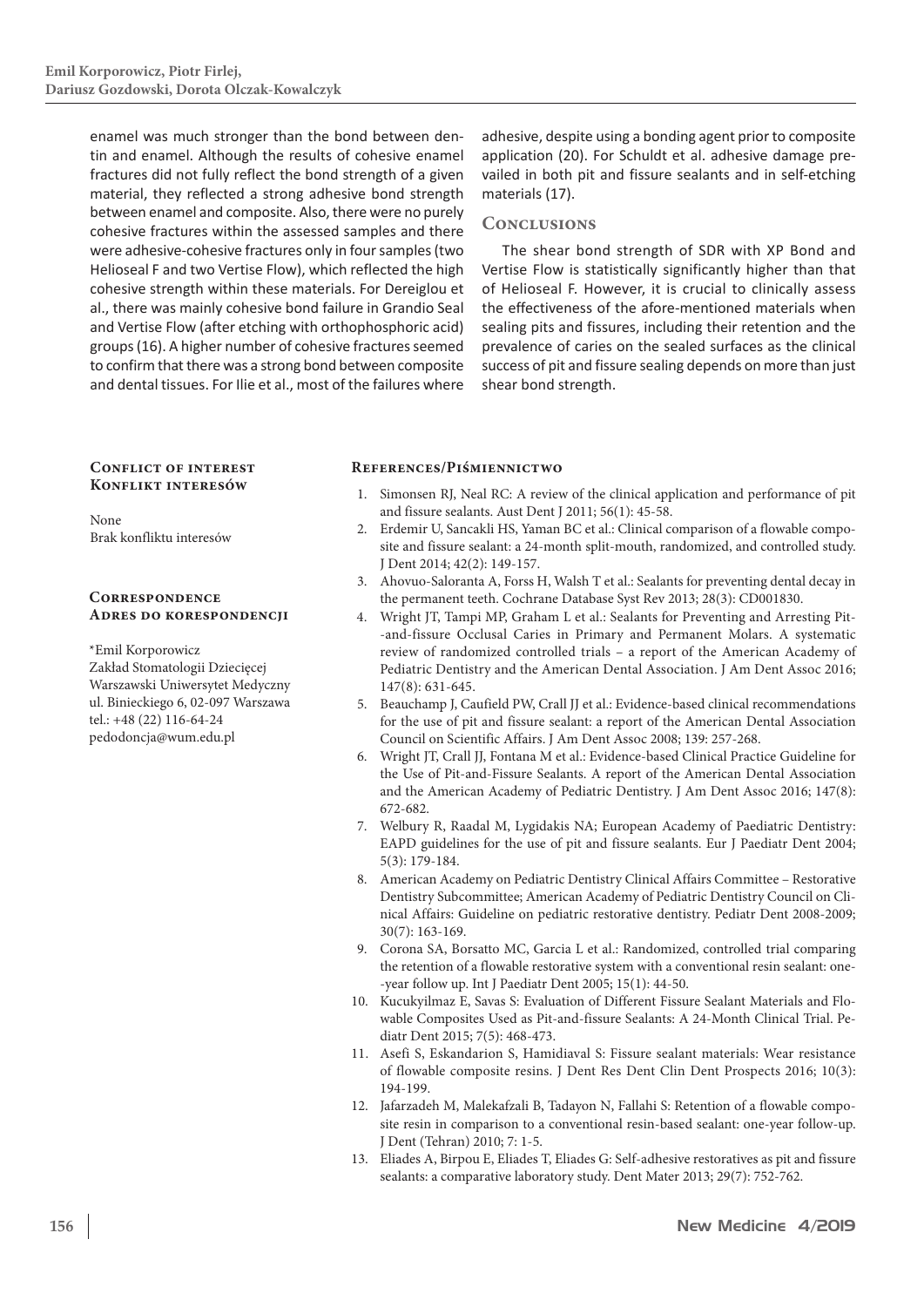enamel was much stronger than the bond between dentin and enamel. Although the results of cohesive enamel fractures did not fully reflect the bond strength of a given material, they reflected a strong adhesive bond strength between enamel and composite. Also, there were no purely cohesive fractures within the assessed samples and there were adhesive-cohesive fractures only in four samples (two Helioseal F and two Vertise Flow), which reflected the high cohesive strength within these materials. For Dereiglou et al., there was mainly cohesive bond failure in Grandio Seal and Vertise Flow (after etching with orthophosphoric acid) groups (16). A higher number of cohesive fractures seemed to confirm that there was a strong bond between composite and dental tissues. For Ilie et al., most of the failures where adhesive, despite using a bonding agent prior to composite application (20). For Schuldt et al. adhesive damage prevailed in both pit and fissure sealants and in self-etching materials (17).

## Conclusions

The shear bond strength of SDR with XP Bond and Vertise Flow is statistically significantly higher than that of Helioseal F. However, it is crucial to clinically assess the effectiveness of the afore-mentioned materials when sealing pits and fissures, including their retention and the prevalence of caries on the sealed surfaces as the clinical success of pit and fissure sealing depends on more than just shear bond strength.

### Conflict of interest / Konflikt interesów

None
Brak konfliktu interesów

### Correspondence / Adres do korespondencji

*Emil Korporowicz
Zakład Stomatologii Dziecięcej
Warszawski Uniwersytet Medyczny
ul. Binieckiego 6, 02-097 Warszawa
tel.: +48 (22) 116-64-24
pedodoncja@wum.edu.pl

### References/Piśmiennictwo

1. Simonsen RJ, Neal RC: A review of the clinical application and performance of pit and fissure sealants. Aust Dent J 2011; 56(1): 45-58.
2. Erdemir U, Sancakli HS, Yaman BC et al.: Clinical comparison of a flowable composite and fissure sealant: a 24-month split-mouth, randomized, and controlled study. J Dent 2014; 42(2): 149-157.
3. Ahovuo-Saloranta A, Forss H, Walsh T et al.: Sealants for preventing dental decay in the permanent teeth. Cochrane Database Syst Rev 2013; 28(3): CD001830.
4. Wright JT, Tampi MP, Graham L et al.: Sealants for Preventing and Arresting Pit--and-fissure Occlusal Caries in Primary and Permanent Molars. A systematic review of randomized controlled trials – a report of the American Academy of Pediatric Dentistry and the American Dental Association. J Am Dent Assoc 2016; 147(8): 631-645.
5. Beauchamp J, Caufield PW, Crall JJ et al.: Evidence-based clinical recommendations for the use of pit and fissure sealant: a report of the American Dental Association Council on Scientific Affairs. J Am Dent Assoc 2008; 139: 257-268.
6. Wright JT, Crall JJ, Fontana M et al.: Evidence-based Clinical Practice Guideline for the Use of Pit-and-Fissure Sealants. A report of the American Dental Association and the American Academy of Pediatric Dentistry. J Am Dent Assoc 2016; 147(8): 672-682.
7. Welbury R, Raadal M, Lygidakis NA; European Academy of Paediatric Dentistry: EAPD guidelines for the use of pit and fissure sealants. Eur J Paediatr Dent 2004; 5(3): 179-184.
8. American Academy on Pediatric Dentistry Clinical Affairs Committee – Restorative Dentistry Subcommittee; American Academy of Pediatric Dentistry Council on Clinical Affairs: Guideline on pediatric restorative dentistry. Pediatr Dent 2008-2009; 30(7): 163-169.
9. Corona SA, Borsatto MC, Garcia L et al.: Randomized, controlled trial comparing the retention of a flowable restorative system with a conventional resin sealant: one--year follow up. Int J Paediatr Dent 2005; 15(1): 44-50.
10. Kucukyilmaz E, Savas S: Evaluation of Different Fissure Sealant Materials and Flowable Composites Used as Pit-and-fissure Sealants: A 24-Month Clinical Trial. Pediatr Dent 2015; 7(5): 468-473.
11. Asefi S, Eskandarion S, Hamidiaval S: Fissure sealant materials: Wear resistance of flowable composite resins. J Dent Res Dent Clin Dent Prospects 2016; 10(3): 194-199.
12. Jafarzadeh M, Malekafzali B, Tadayon N, Fallahi S: Retention of a flowable composite resin in comparison to a conventional resin-based sealant: one-year follow-up. J Dent (Tehran) 2010; 7: 1-5.
13. Eliades A, Birpou E, Eliades T, Eliades G: Self-adhesive restoratives as pit and fissure sealants: a comparative laboratory study. Dent Mater 2013; 29(7): 752-762.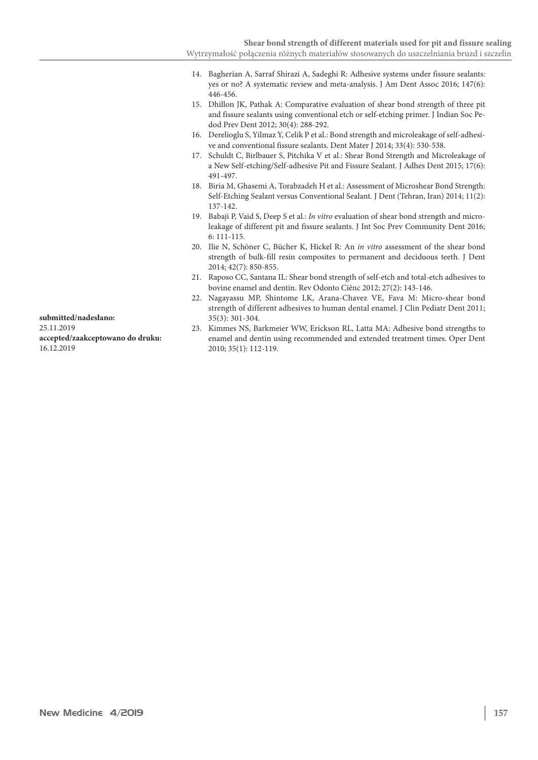14. Bagherian A, Sarraf Shirazi A, Sadeghi R: Adhesive systems under fissure sealants: yes or no? A systematic review and meta-analysis. J Am Dent Assoc 2016; 147(6): 446-456.
15. Dhillon JK, Pathak A: Comparative evaluation of shear bond strength of three pit and fissure sealants using conventional etch or self-etching primer. J Indian Soc Pedod Prev Dent 2012; 30(4): 288-292.
16. Derelioglu S, Yilmaz Y, Celik P et al.: Bond strength and microleakage of self-adhesive and conventional fissure sealants. Dent Mater J 2014; 33(4): 530-538.
17. Schuldt C, Birlbauer S, Pitchika V et al.: Shear Bond Strength and Microleakage of a New Self-etching/Self-adhesive Pit and Fissure Sealant. J Adhes Dent 2015; 17(6): 491-497.
18. Biria M, Ghasemi A, Torabzadeh H et al.: Assessment of Microshear Bond Strength: Self-Etching Sealant versus Conventional Sealant. J Dent (Tehran, Iran) 2014; 11(2): 137-142.
19. Babaji P, Vaid S, Deep S et al.: *In vitro* evaluation of shear bond strength and microleakage of different pit and fissure sealants. J Int Soc Prev Community Dent 2016; 6: 111-115.
20. Ilie N, Schöner C, Bücher K, Hickel R: An *in vitro* assessment of the shear bond strength of bulk-fill resin composites to permanent and deciduous teeth. J Dent 2014; 42(7): 850-855.
21. Raposo CC, Santana IL: Shear bond strength of self-etch and total-etch adhesives to bovine enamel and dentin. Rev Odonto Ciênc 2012; 27(2): 143-146.
22. Nagayassu MP, Shintome LK, Arana-Chavez VE, Fava M: Micro-shear bond strength of different adhesives to human dental enamel. J Clin Pediatr Dent 2011; 35(3): 301-304.
23. Kimmes NS, Barkmeier WW, Erickson RL, Latta MA: Adhesive bond strengths to enamel and dentin using recommended and extended treatment times. Oper Dent 2010; 35(1): 112-119.

**submitted/nadesłano:**
25.11.2019
**accepted/zaakceptowano do druku:**
16.12.2019